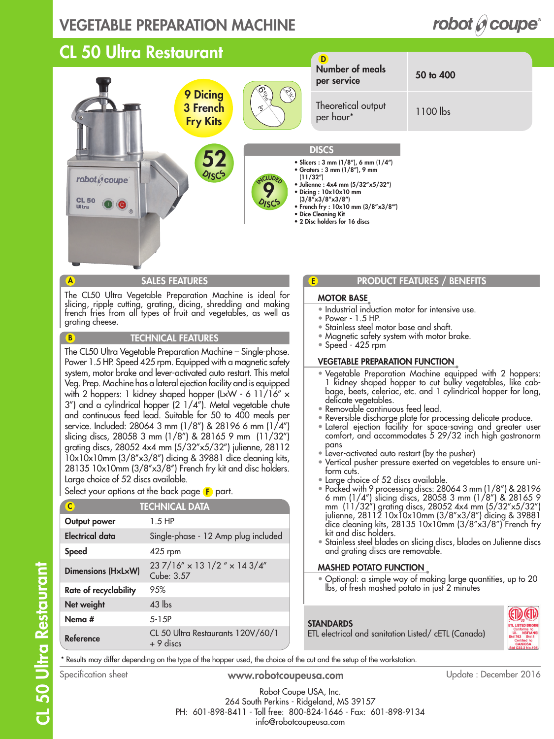# VEGETABLE PREPARATION MACHINE

## CL 50 Ultra Restaurant

9 Dicing
3 French Fry Kits

52 DISCS

| D Number of meals per service | 50 to 400 |
|---|---|
| Theoretical output per hour* | 1100 lbs |

### DISCS

INCLUDED 9 DISCS

- Slicers : 3 mm (1/8"), 6 mm (1/4")
- Graters : 3 mm (1/8"), 9 mm (11/32")
- Julienne : 4x4 mm (5/32"x5/32")
- Dicing : 10x10x10 mm (3/8"x3/8"x3/8")
- French fry : 10x10 mm (3/8"x3/8")
- Dice Cleaning Kit
- 2 Disc holders for 16 discs

### A SALES FEATURES

The CL50 Ultra Vegetable Preparation Machine is ideal for slicing, ripple cutting, grating, dicing, shredding and making french fries from all types of fruit and vegetables, as well as grating cheese.

### B TECHNICAL FEATURES

The CL50 Ultra Vegetable Preparation Machine – Single-phase. Power 1.5 HP. Speed 425 rpm. Equipped with a magnetic safety system, motor brake and lever-activated auto restart. This metal Veg. Prep. Machine has a lateral ejection facility and is equipped with 2 hoppers: 1 kidney shaped hopper (LxW - 6 11/16" x 3") and a cylindrical hopper (2 1/4"). Metal vegetable chute and continuous feed lead. Suitable for 50 to 400 meals per service. Included: 28064 3 mm (1/8") & 28196 6 mm (1/4") slicing discs, 28058 3 mm (1/8") & 28165 9 mm (11/32") grating discs, 28052 4x4 mm (5/32"x5/32") julienne, 28112 10x10x10mm (3/8"x3/8") dicing & 39881 dice cleaning kits, 28135 10x10mm (3/8"x3/8") French fry kit and disc holders. Large choice of 52 discs available.

Select your options at the back page F part.

### C TECHNICAL DATA

| | |
|---|---|
| Output power | 1.5 HP |
| Electrical data | Single-phase - 12 Amp plug included |
| Speed | 425 rpm |
| Dimensions (HxLxW) | 23 7/16" x 13 1/2 " x 14 3/4" Cube: 3.57 |
| Rate of recyclability | 95% |
| Net weight | 43 lbs |
| Nema # | 5-15P |
| Reference | CL 50 Ultra Restaurants 120V/60/1 + 9 discs |

### E PRODUCT FEATURES / BENEFITS

#### MOTOR BASE

- Industrial induction motor for intensive use.
- Power - 1.5 HP.
- Stainless steel motor base and shaft.
- Magnetic safety system with motor brake.
- Speed - 425 rpm

#### VEGETABLE PREPARATION FUNCTION

- Vegetable Preparation Machine equipped with 2 hoppers: 1 kidney shaped hopper to cut bulky vegetables, like cabbage, beets, celeriac, etc. and 1 cylindrical hopper for long, delicate vegetables.
- Removable continuous feed lead.
- Reversible discharge plate for processing delicate produce.
- Lateral ejection facility for space-saving and greater user comfort, and accommodates 5 29/32 inch high gastronorm pans
- Lever-activated auto restart (by the pusher)
- Vertical pusher pressure exerted on vegetables to ensure uniform cuts.
- Large choice of 52 discs available.
- Packed with 9 processing discs: 28064 3 mm (1/8") & 28196 6 mm (1/4") slicing discs, 28058 3 mm (1/8") & 28165 9 mm (11/32") grating discs, 28052 4x4 mm (5/32"x5/32") julienne, 28112 10x10x10mm (3/8"x3/8") dicing & 39881 dice cleaning kits, 28135 10x10mm (3/8"x3/8") French fry kit and disc holders.
- Stainless steel blades on slicing discs, blades on Julienne discs and grating discs are removable.

#### MASHED POTATO FUNCTION

- Optional: a simple way of making large quantities, up to 20 lbs, of fresh mashed potato in just 2 minutes

#### STANDARDS

ETL electrical and sanitation Listed/ cETL (Canada)

\* Results may differ depending on the type of the hopper used, the choice of the cut and the setup of the workstation.

Specification sheet

www.robotcoupeusa.com

Update : December 2016

Robot Coupe USA, Inc.
264 South Perkins - Ridgeland, MS 39157
PH: 601-898-8411 - Toll free: 800-824-1646 - Fax: 601-898-9134
info@robotcoupeusa.com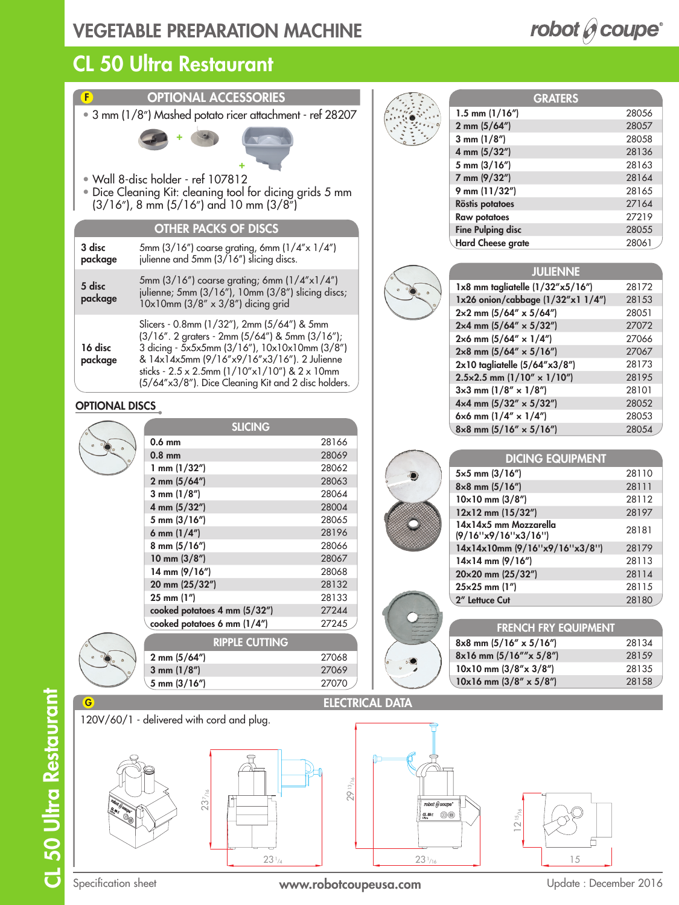# VEGETABLE PREPARATION MACHINE

## CL 50 Ultra Restaurant

### F OPTIONAL ACCESSORIES

- 3 mm (1/8") Mashed potato ricer attachment - ref 28207
- Wall 8-disc holder - ref 107812
- Dice Cleaning Kit: cleaning tool for dicing grids 5 mm (3/16"), 8 mm (5/16") and 10 mm (3/8")

### OTHER PACKS OF DISCS

| | |
|---|---|
| 3 disc package | 5mm (3/16") coarse grating, 6mm (1/4"x 1/4") julienne and 5mm (3/16") slicing discs. |
| 5 disc package | 5mm (3/16") coarse grating; 6mm (1/4"x1/4") julienne; 5mm (3/16"), 10mm (3/8") slicing discs; 10x10mm (3/8" x 3/8") dicing grid |
| 16 disc package | Slicers - 0.8mm (1/32"), 2mm (5/64") & 5mm (3/16". 2 graters - 2mm (5/64") & 5mm (3/16"); 3 dicing - 5x5x5mm (3/16"), 10x10x10mm (3/8") & 14x14x5mm (9/16"x9/16"x3/16"). 2 Julienne sticks - 2.5 x 2.5mm (1/10"x1/10") & 2 x 10mm (5/64"x3/8"). Dice Cleaning Kit and 2 disc holders. |

### OPTIONAL DISCS

| SLICING | |
|---|---|
| 0.6 mm | 28166 |
| 0.8 mm | 28069 |
| 1 mm (1/32") | 28062 |
| 2 mm (5/64") | 28063 |
| 3 mm (1/8") | 28064 |
| 4 mm (5/32") | 28004 |
| 5 mm (3/16") | 28065 |
| 6 mm (1/4") | 28196 |
| 8 mm (5/16") | 28066 |
| 10 mm (3/8") | 28067 |
| 14 mm (9/16") | 28068 |
| 20 mm (25/32") | 28132 |
| 25 mm (1") | 28133 |
| cooked potatoes 4 mm (5/32") | 27244 |
| cooked potatoes 6 mm (1/4") | 27245 |

| RIPPLE CUTTING | |
|---|---|
| 2 mm (5/64") | 27068 |
| 3 mm (1/8") | 27069 |
| 5 mm (3/16") | 27070 |

| GRATERS | |
|---|---|
| 1.5 mm (1/16") | 28056 |
| 2 mm (5/64") | 28057 |
| 3 mm (1/8") | 28058 |
| 4 mm (5/32") | 28136 |
| 5 mm (3/16") | 28163 |
| 7 mm (9/32") | 28164 |
| 9 mm (11/32") | 28165 |
| Röstis potatoes | 27164 |
| Raw potatoes | 27219 |
| Fine Pulping disc | 28055 |
| Hard Cheese grate | 28061 |

| JULIENNE | |
|---|---|
| 1x8 mm tagliatelle (1/32"x5/16") | 28172 |
| 1x26 onion/cabbage (1/32"x1 1/4") | 28153 |
| 2x2 mm (5/64" x 5/64") | 28051 |
| 2x4 mm (5/64" x 5/32") | 27072 |
| 2x6 mm (5/64" x 1/4") | 27066 |
| 2x8 mm (5/64" x 5/16") | 27067 |
| 2x10 tagliatelle (5/64"x3/8") | 28173 |
| 2.5x2.5 mm (1/10" x 1/10") | 28195 |
| 3x3 mm (1/8" x 1/8") | 28101 |
| 4x4 mm (5/32" x 5/32") | 28052 |
| 6x6 mm (1/4" x 1/4") | 28053 |
| 8x8 mm (5/16" x 5/16") | 28054 |

| DICING EQUIPMENT | |
|---|---|
| 5x5 mm (3/16") | 28110 |
| 8x8 mm (5/16") | 28111 |
| 10x10 mm (3/8") | 28112 |
| 12x12 mm (15/32") | 28197 |
| 14x14x5 mm Mozzarella (9/16''x9/16''x3/16'') | 28181 |
| 14x14x10mm (9/16''x9/16''x3/8'') | 28179 |
| 14x14 mm (9/16") | 28113 |
| 20x20 mm (25/32") | 28114 |
| 25x25 mm (1") | 28115 |
| 2" Lettuce Cut | 28180 |

| FRENCH FRY EQUIPMENT | |
|---|---|
| 8x8 mm (5/16" x 5/16") | 28134 |
| 8x16 mm (5/16""x 5/8") | 28159 |
| 10x10 mm (3/8"x 3/8") | 28135 |
| 10x16 mm (3/8" x 5/8") | 28158 |

### G ELECTRICAL DATA

120V/60/1 - delivered with cord and plug.

23 7/16

23 1/4

29 13/16

23 1/16

12 15/16

15

Specification sheet

www.robotcoupeusa.com

Update : December 2016